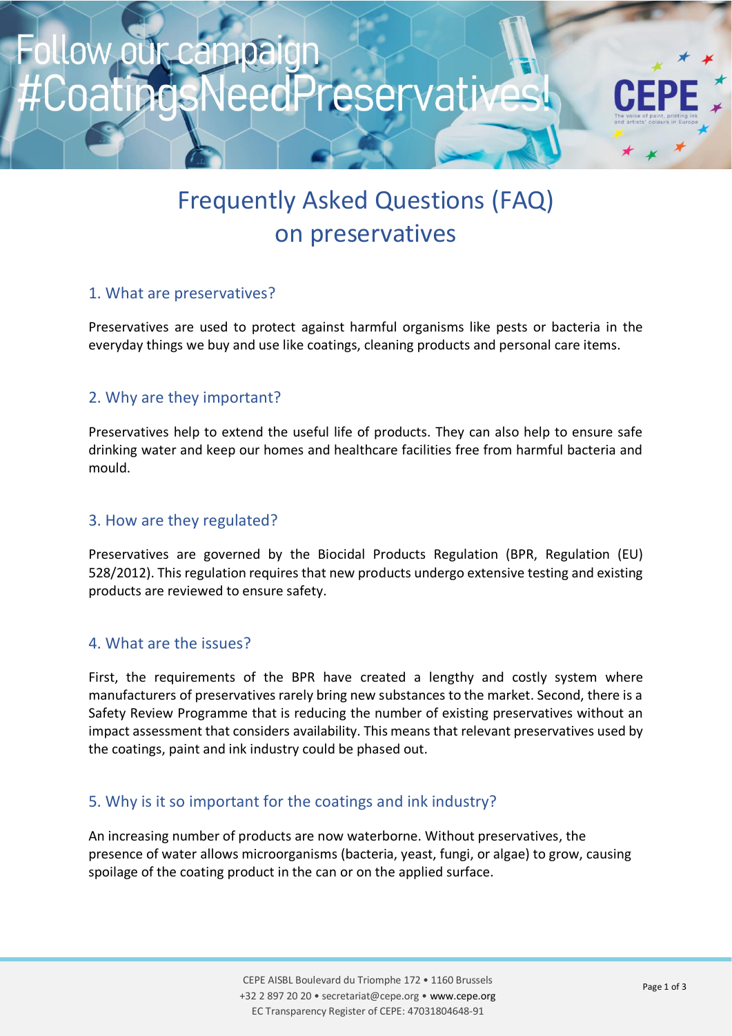Follow our campaign #CoatingsNeedPreservatives!

# Frequently Asked Questions (FAQ) on preservatives

## 1. What are preservatives?

Preservatives are used to protect against harmful organisms like pests or bacteria in the everyday things we buy and use like coatings, cleaning products and personal care items.

## 2. Why are they important?

Preservatives help to extend the useful life of products. They can also help to ensure safe drinking water and keep our homes and healthcare facilities free from harmful bacteria and mould.

## 3. How are they regulated?

Preservatives are governed by the Biocidal Products Regulation (BPR, Regulation (EU) 528/2012). This regulation requires that new products undergo extensive testing and existing products are reviewed to ensure safety.

## 4. What are the issues?

First, the requirements of the BPR have created a lengthy and costly system where manufacturers of preservatives rarely bring new substances to the market. Second, there is a Safety Review Programme that is reducing the number of existing preservatives without an impact assessment that considers availability. This means that relevant preservatives used by the coatings, paint and ink industry could be phased out.

## 5. Why is it so important for the coatings and ink industry?

An increasing number of products are now waterborne. Without preservatives, the presence of water allows microorganisms (bacteria, yeast, fungi, or algae) to grow, causing spoilage of the coating product in the can or on the applied surface.

CEPE AISBL Boulevard du Triomphe 172 • 1160 Brussels
+32 2 897 20 20 • secretariat@cepe.org • www.cepe.org
EC Transparency Register of CEPE: 47031804648-91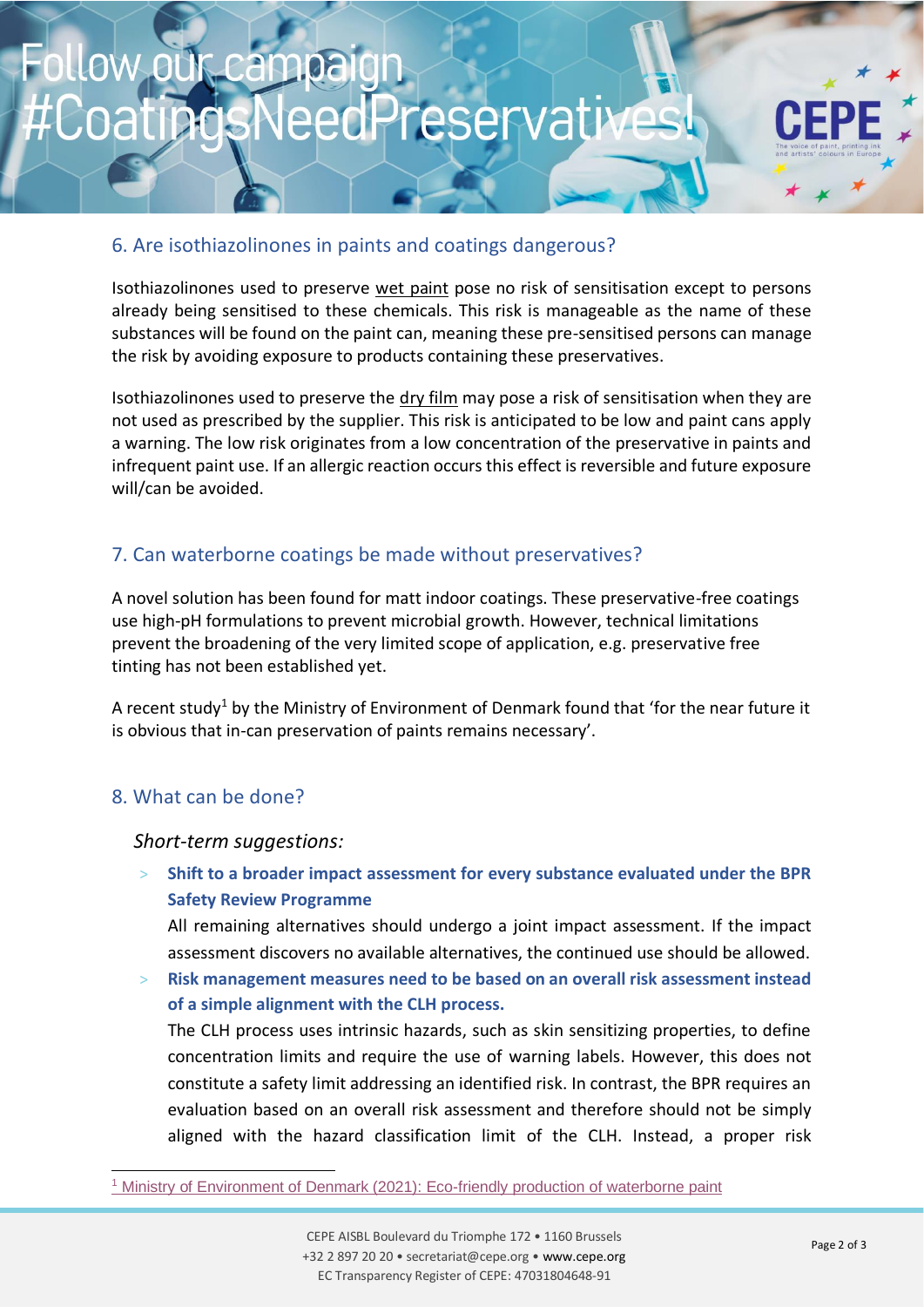## 6. Are isothiazolinones in paints and coatings dangerous?

Isothiazolinones used to preserve wet paint pose no risk of sensitisation except to persons already being sensitised to these chemicals. This risk is manageable as the name of these substances will be found on the paint can, meaning these pre-sensitised persons can manage the risk by avoiding exposure to products containing these preservatives.

Isothiazolinones used to preserve the dry film may pose a risk of sensitisation when they are not used as prescribed by the supplier. This risk is anticipated to be low and paint cans apply a warning. The low risk originates from a low concentration of the preservative in paints and infrequent paint use. If an allergic reaction occurs this effect is reversible and future exposure will/can be avoided.

## 7. Can waterborne coatings be made without preservatives?

A novel solution has been found for matt indoor coatings. These preservative-free coatings use high-pH formulations to prevent microbial growth. However, technical limitations prevent the broadening of the very limited scope of application, e.g. preservative free tinting has not been established yet.

A recent study[1] by the Ministry of Environment of Denmark found that 'for the near future it is obvious that in-can preservation of paints remains necessary'.

## 8. What can be done?

### *Short-term suggestions:*

- **Shift to a broader impact assessment for every substance evaluated under the BPR Safety Review Programme**

  All remaining alternatives should undergo a joint impact assessment. If the impact assessment discovers no available alternatives, the continued use should be allowed.

- **Risk management measures need to be based on an overall risk assessment instead of a simple alignment with the CLH process.**

  The CLH process uses intrinsic hazards, such as skin sensitizing properties, to define concentration limits and require the use of warning labels. However, this does not constitute a safety limit addressing an identified risk. In contrast, the BPR requires an evaluation based on an overall risk assessment and therefore should not be simply aligned with the hazard classification limit of the CLH. Instead, a proper risk

---

[1] Ministry of Environment of Denmark (2021): Eco-friendly production of waterborne paint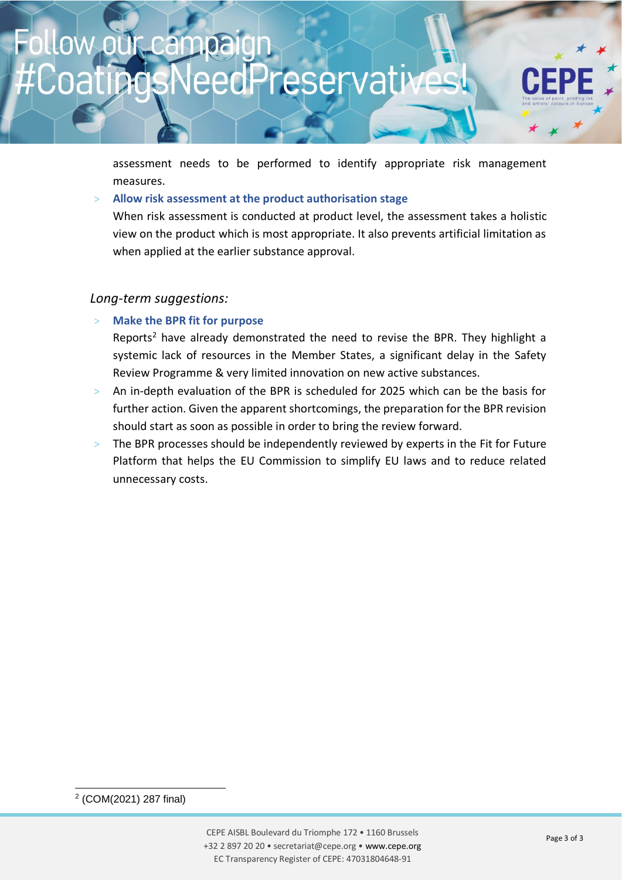assessment needs to be performed to identify appropriate risk management measures.

- **Allow risk assessment at the product authorisation stage**
  When risk assessment is conducted at product level, the assessment takes a holistic view on the product which is most appropriate. It also prevents artificial limitation as when applied at the earlier substance approval.

*Long-term suggestions:*

- **Make the BPR fit for purpose**
  Reports[2] have already demonstrated the need to revise the BPR. They highlight a systemic lack of resources in the Member States, a significant delay in the Safety Review Programme & very limited innovation on new active substances.
- An in-depth evaluation of the BPR is scheduled for 2025 which can be the basis for further action. Given the apparent shortcomings, the preparation for the BPR revision should start as soon as possible in order to bring the review forward.
- The BPR processes should be independently reviewed by experts in the Fit for Future Platform that helps the EU Commission to simplify EU laws and to reduce related unnecessary costs.

[2] (COM(2021) 287 final)